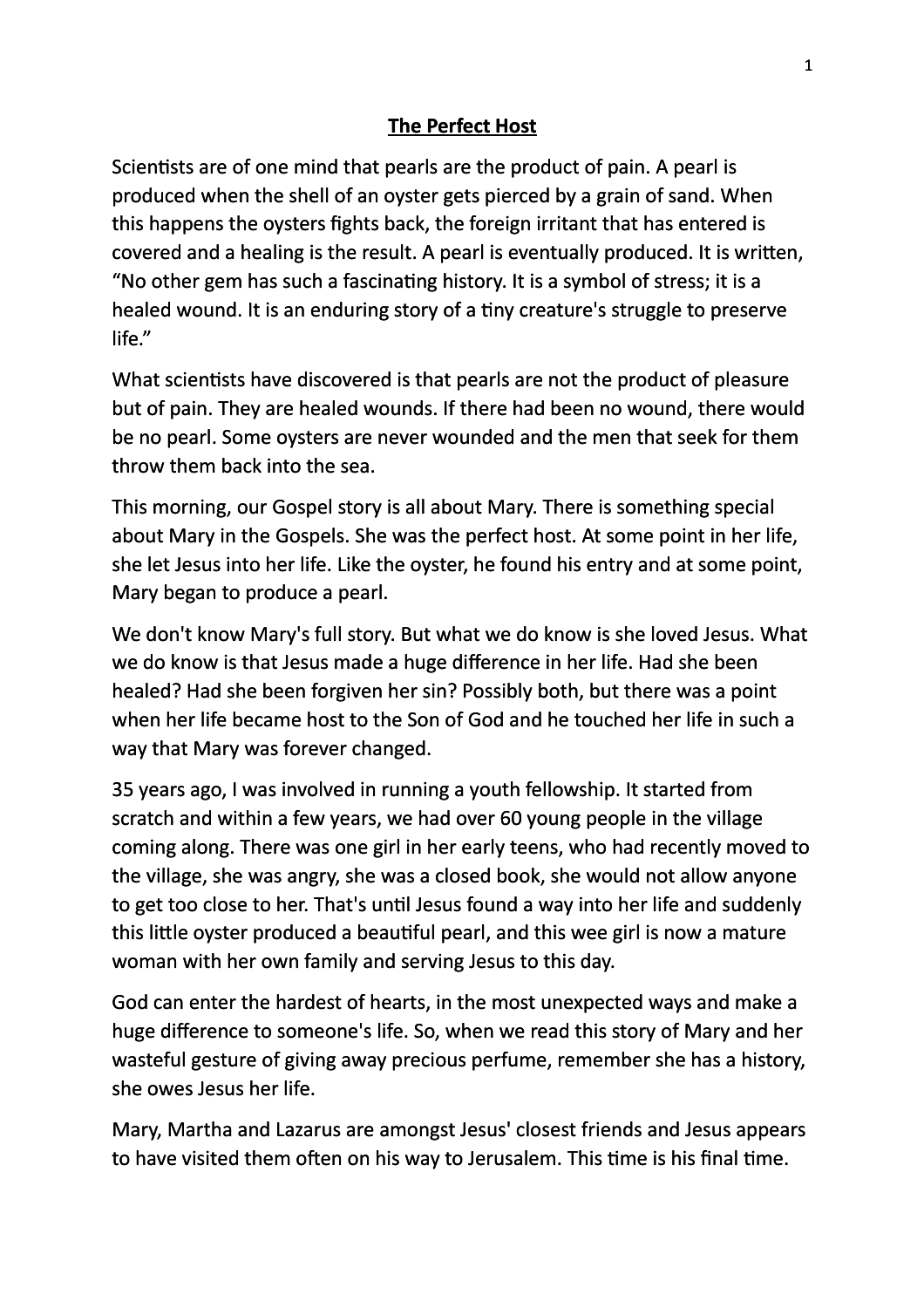# The Perfect Host

Scientists are of one mind that pearls are the product of pain. A pearl is produced when the shell of an oyster gets pierced by a grain of sand. When this happens the oysters fights back, the foreign irritant that has entered is covered and a healing is the result. A pearl is eventually produced. It is written, "No other gem has such a fascinating history. It is a symbol of stress; it is a healed wound. It is an enduring story of a tiny creature's struggle to preserve life."

What scientists have discovered is that pearls are not the product of pleasure but of pain. They are healed wounds. If there had been no wound, there would be no pearl. Some oysters are never wounded and the men that seek for them throw them back into the sea.

This morning, our Gospel story is all about Mary. There is something special about Mary in the Gospels. She was the perfect host. At some point in her life, she let Jesus into her life. Like the oyster, he found his entry and at some point, Mary began to produce a pearl.

We don't know Mary's full story. But what we do know is she loved Jesus. What we do know is that Jesus made a huge difference in her life. Had she been healed? Had she been forgiven her sin? Possibly both, but there was a point when her life became host to the Son of God and he touched her life in such a way that Mary was forever changed.

35 years ago, I was involved in running a youth fellowship. It started from scratch and within a few years, we had over 60 young people in the village coming along. There was one girl in her early teens, who had recently moved to the village, she was angry, she was a closed book, she would not allow anyone to get too close to her. That's until Jesus found a way into her life and suddenly this little oyster produced a beautiful pearl, and this wee girl is now a mature woman with her own family and serving Jesus to this day.

God can enter the hardest of hearts, in the most unexpected ways and make a huge difference to someone's life. So, when we read this story of Mary and her wasteful gesture of giving away precious perfume, remember she has a history, she owes Jesus her life.

Mary, Martha and Lazarus are amongst Jesus' closest friends and Jesus appears to have visited them often on his way to Jerusalem. This time is his final time.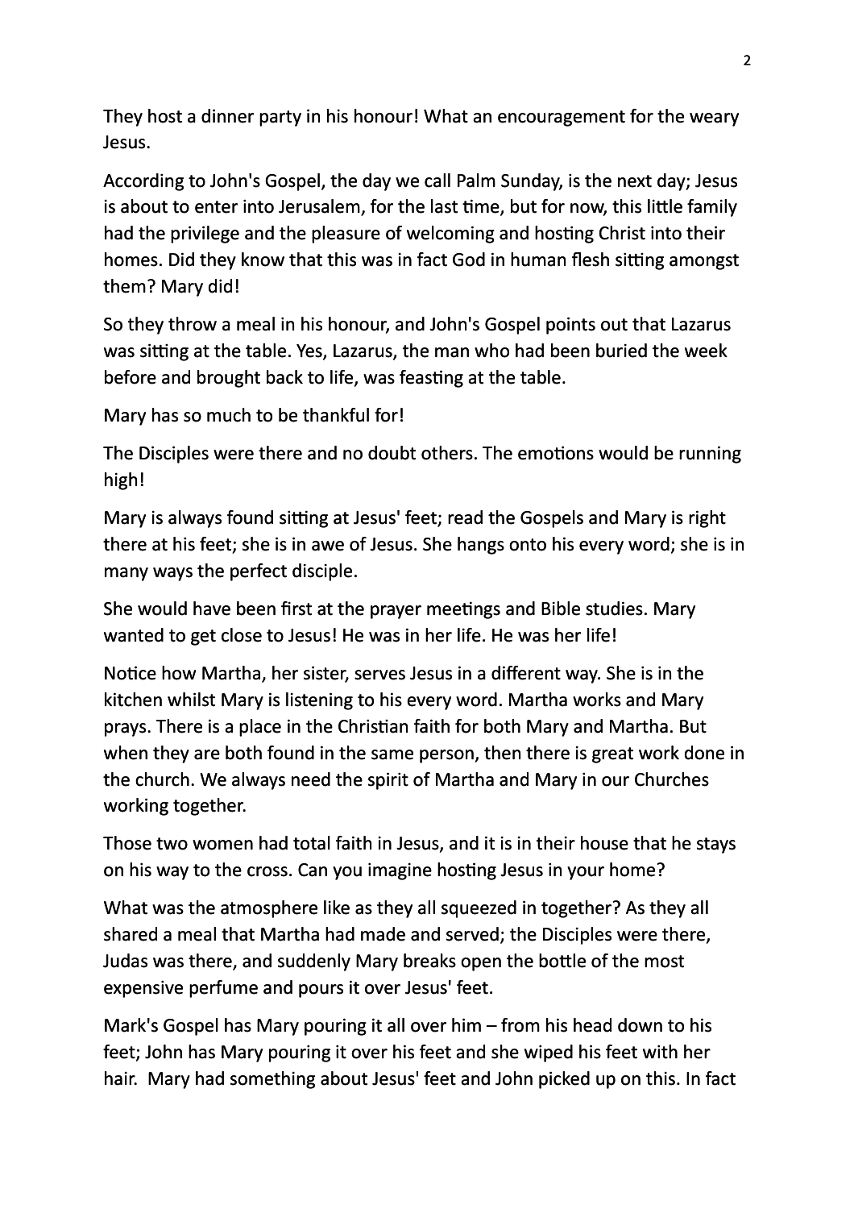They host a dinner party in his honour! What an encouragement for the weary Jesus.

According to John's Gospel, the day we call Palm Sunday, is the next day; Jesus is about to enter into Jerusalem, for the last time, but for now, this little family had the privilege and the pleasure of welcoming and hosting Christ into their homes. Did they know that this was in fact God in human flesh sitting amongst them? Mary did!

So they throw a meal in his honour, and John's Gospel points out that Lazarus was sitting at the table. Yes, Lazarus, the man who had been buried the week before and brought back to life, was feasting at the table.

Mary has so much to be thankful for!

The Disciples were there and no doubt others. The emotions would be running high!

Mary is always found sitting at Jesus' feet; read the Gospels and Mary is right there at his feet; she is in awe of Jesus. She hangs onto his every word; she is in many ways the perfect disciple.

She would have been first at the prayer meetings and Bible studies. Mary wanted to get close to Jesus! He was in her life. He was her life!

Notice how Martha, her sister, serves Jesus in a different way. She is in the kitchen whilst Mary is listening to his every word. Martha works and Mary prays. There is a place in the Christian faith for both Mary and Martha. But when they are both found in the same person, then there is great work done in the church. We always need the spirit of Martha and Mary in our Churches working together.

Those two women had total faith in Jesus, and it is in their house that he stays on his way to the cross. Can you imagine hosting Jesus in your home?

What was the atmosphere like as they all squeezed in together? As they all shared a meal that Martha had made and served; the Disciples were there, Judas was there, and suddenly Mary breaks open the bottle of the most expensive perfume and pours it over Jesus' feet.

Mark's Gospel has Mary pouring it all over him – from his head down to his feet; John has Mary pouring it over his feet and she wiped his feet with her hair. Mary had something about Jesus' feet and John picked up on this. In fact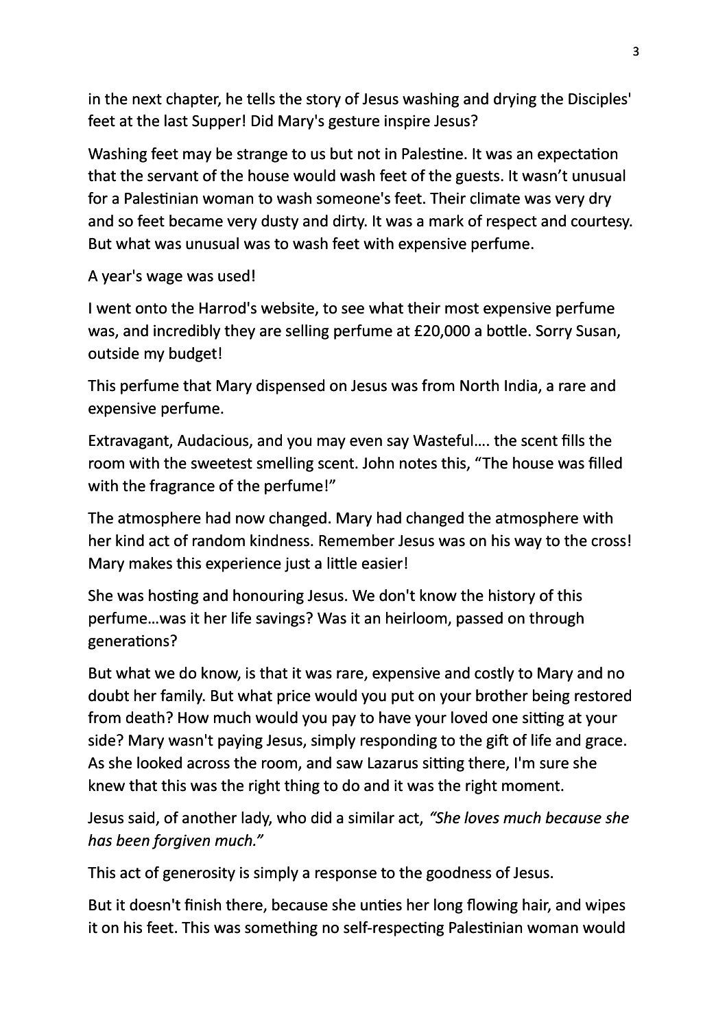in the next chapter, he tells the story of Jesus washing and drying the Disciples' feet at the last Supper! Did Mary's gesture inspire Jesus?

Washing feet may be strange to us but not in Palestine. It was an expectation that the servant of the house would wash feet of the guests. It wasn't unusual for a Palestinian woman to wash someone's feet. Their climate was very dry and so feet became very dusty and dirty. It was a mark of respect and courtesy. But what was unusual was to wash feet with expensive perfume.

A year's wage was used!

I went onto the Harrod's website, to see what their most expensive perfume was, and incredibly they are selling perfume at £20,000 a bottle. Sorry Susan, outside my budget!

This perfume that Mary dispensed on Jesus was from North India, a rare and expensive perfume.

Extravagant, Audacious, and you may even say Wasteful…. the scent fills the room with the sweetest smelling scent. John notes this, "The house was filled with the fragrance of the perfume!"

The atmosphere had now changed. Mary had changed the atmosphere with her kind act of random kindness. Remember Jesus was on his way to the cross! Mary makes this experience just a little easier!

She was hosting and honouring Jesus. We don't know the history of this perfume…was it her life savings? Was it an heirloom, passed on through generations?

But what we do know, is that it was rare, expensive and costly to Mary and no doubt her family. But what price would you put on your brother being restored from death? How much would you pay to have your loved one sitting at your side? Mary wasn't paying Jesus, simply responding to the gift of life and grace. As she looked across the room, and saw Lazarus sitting there, I'm sure she knew that this was the right thing to do and it was the right moment.

Jesus said, of another lady, who did a similar act, *"She loves much because she has been forgiven much."*

This act of generosity is simply a response to the goodness of Jesus.

But it doesn't finish there, because she unties her long flowing hair, and wipes it on his feet. This was something no self-respecting Palestinian woman would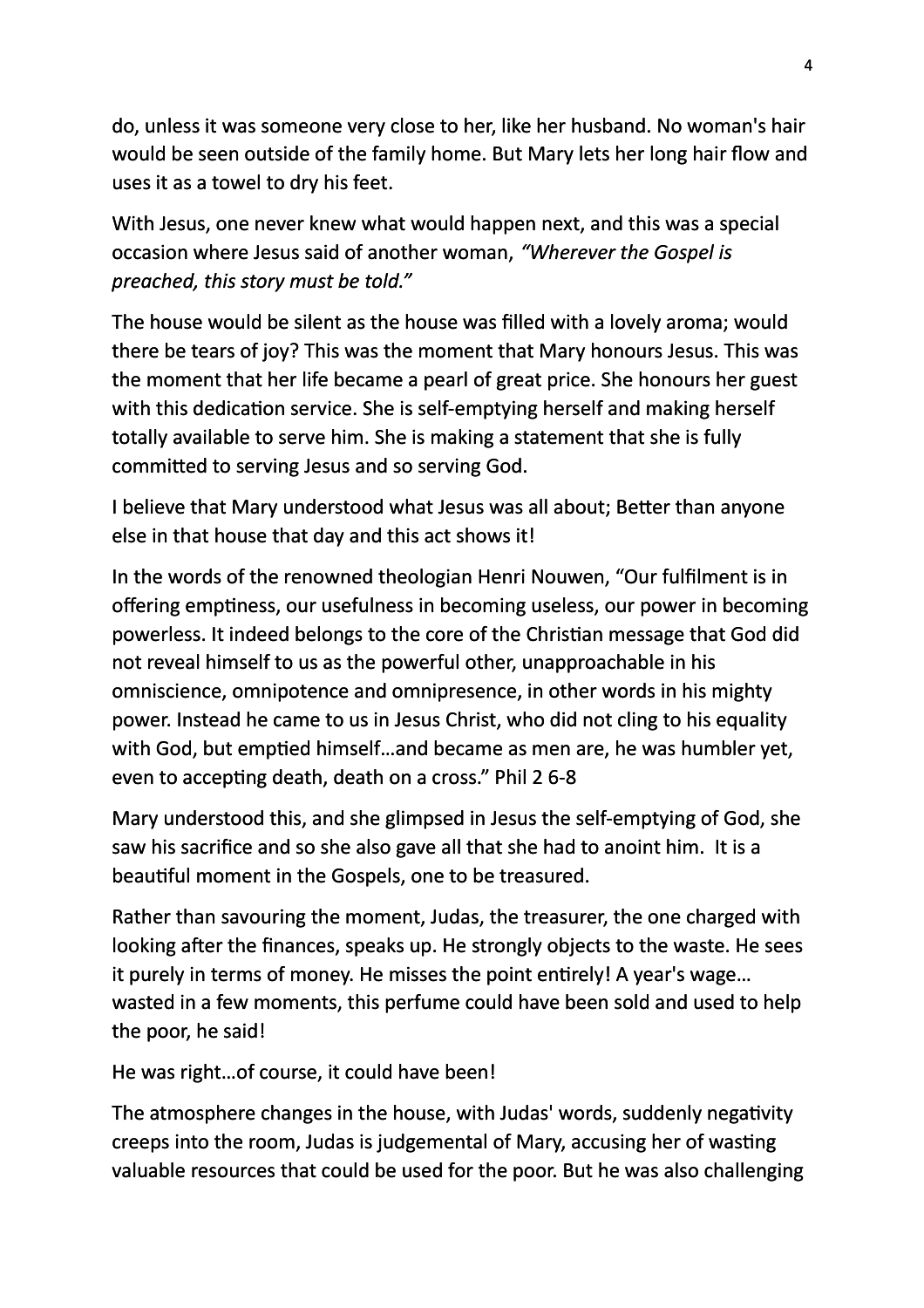do, unless it was someone very close to her, like her husband. No woman's hair would be seen outside of the family home. But Mary lets her long hair flow and uses it as a towel to dry his feet.

With Jesus, one never knew what would happen next, and this was a special occasion where Jesus said of another woman, *"Wherever the Gospel is preached, this story must be told."*

The house would be silent as the house was filled with a lovely aroma; would there be tears of joy? This was the moment that Mary honours Jesus. This was the moment that her life became a pearl of great price. She honours her guest with this dedication service. She is self-emptying herself and making herself totally available to serve him. She is making a statement that she is fully committed to serving Jesus and so serving God.

I believe that Mary understood what Jesus was all about; Better than anyone else in that house that day and this act shows it!

In the words of the renowned theologian Henri Nouwen, "Our fulfilment is in offering emptiness, our usefulness in becoming useless, our power in becoming powerless. It indeed belongs to the core of the Christian message that God did not reveal himself to us as the powerful other, unapproachable in his omniscience, omnipotence and omnipresence, in other words in his mighty power. Instead he came to us in Jesus Christ, who did not cling to his equality with God, but emptied himself…and became as men are, he was humbler yet, even to accepting death, death on a cross." Phil 2 6-8

Mary understood this, and she glimpsed in Jesus the self-emptying of God, she saw his sacrifice and so she also gave all that she had to anoint him. It is a beautiful moment in the Gospels, one to be treasured.

Rather than savouring the moment, Judas, the treasurer, the one charged with looking after the finances, speaks up. He strongly objects to the waste. He sees it purely in terms of money. He misses the point entirely! A year's wage… wasted in a few moments, this perfume could have been sold and used to help the poor, he said!

He was right…of course, it could have been!

The atmosphere changes in the house, with Judas' words, suddenly negativity creeps into the room, Judas is judgemental of Mary, accusing her of wasting valuable resources that could be used for the poor. But he was also challenging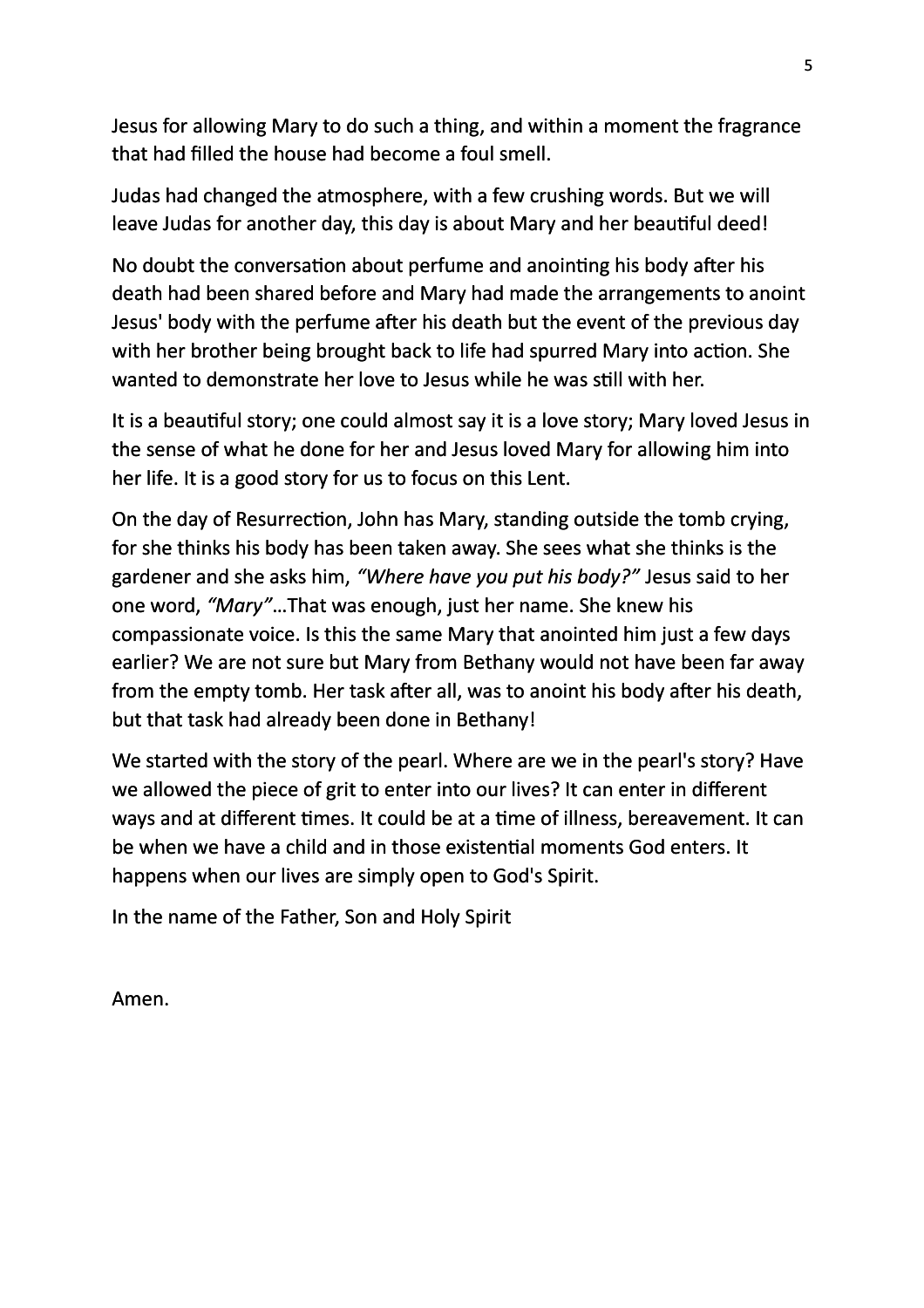Jesus for allowing Mary to do such a thing, and within a moment the fragrance that had filled the house had become a foul smell.

Judas had changed the atmosphere, with a few crushing words. But we will leave Judas for another day, this day is about Mary and her beautiful deed!

No doubt the conversation about perfume and anointing his body after his death had been shared before and Mary had made the arrangements to anoint Jesus' body with the perfume after his death but the event of the previous day with her brother being brought back to life had spurred Mary into action. She wanted to demonstrate her love to Jesus while he was still with her.

It is a beautiful story; one could almost say it is a love story; Mary loved Jesus in the sense of what he done for her and Jesus loved Mary for allowing him into her life. It is a good story for us to focus on this Lent.

On the day of Resurrection, John has Mary, standing outside the tomb crying, for she thinks his body has been taken away. She sees what she thinks is the gardener and she asks him, *"Where have you put his body?"* Jesus said to her one word, *"Mary"*…That was enough, just her name. She knew his compassionate voice. Is this the same Mary that anointed him just a few days earlier? We are not sure but Mary from Bethany would not have been far away from the empty tomb. Her task after all, was to anoint his body after his death, but that task had already been done in Bethany!

We started with the story of the pearl. Where are we in the pearl's story? Have we allowed the piece of grit to enter into our lives? It can enter in different ways and at different times. It could be at a time of illness, bereavement. It can be when we have a child and in those existential moments God enters. It happens when our lives are simply open to God's Spirit.

In the name of the Father, Son and Holy Spirit

Amen.